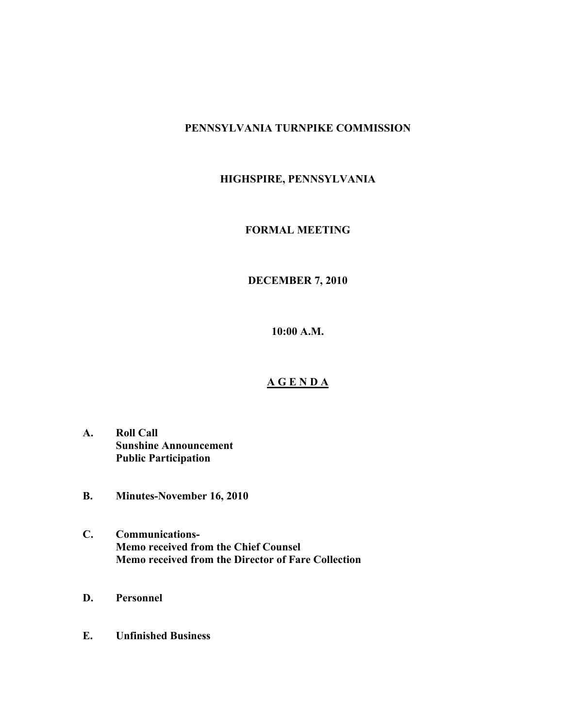**PENNSYLVANIA TURNPIKE COMMISSION**

**HIGHSPIRE, PENNSYLVANIA**

**FORMAL MEETING**

**DECEMBER 7, 2010**

**10:00 A.M.**

**A G E N D A**

**A. Roll Call**
**Sunshine Announcement**
**Public Participation**

**B. Minutes-November 16, 2010**

**C. Communications-**
**Memo received from the Chief Counsel**
**Memo received from the Director of Fare Collection**

**D. Personnel**

**E. Unfinished Business**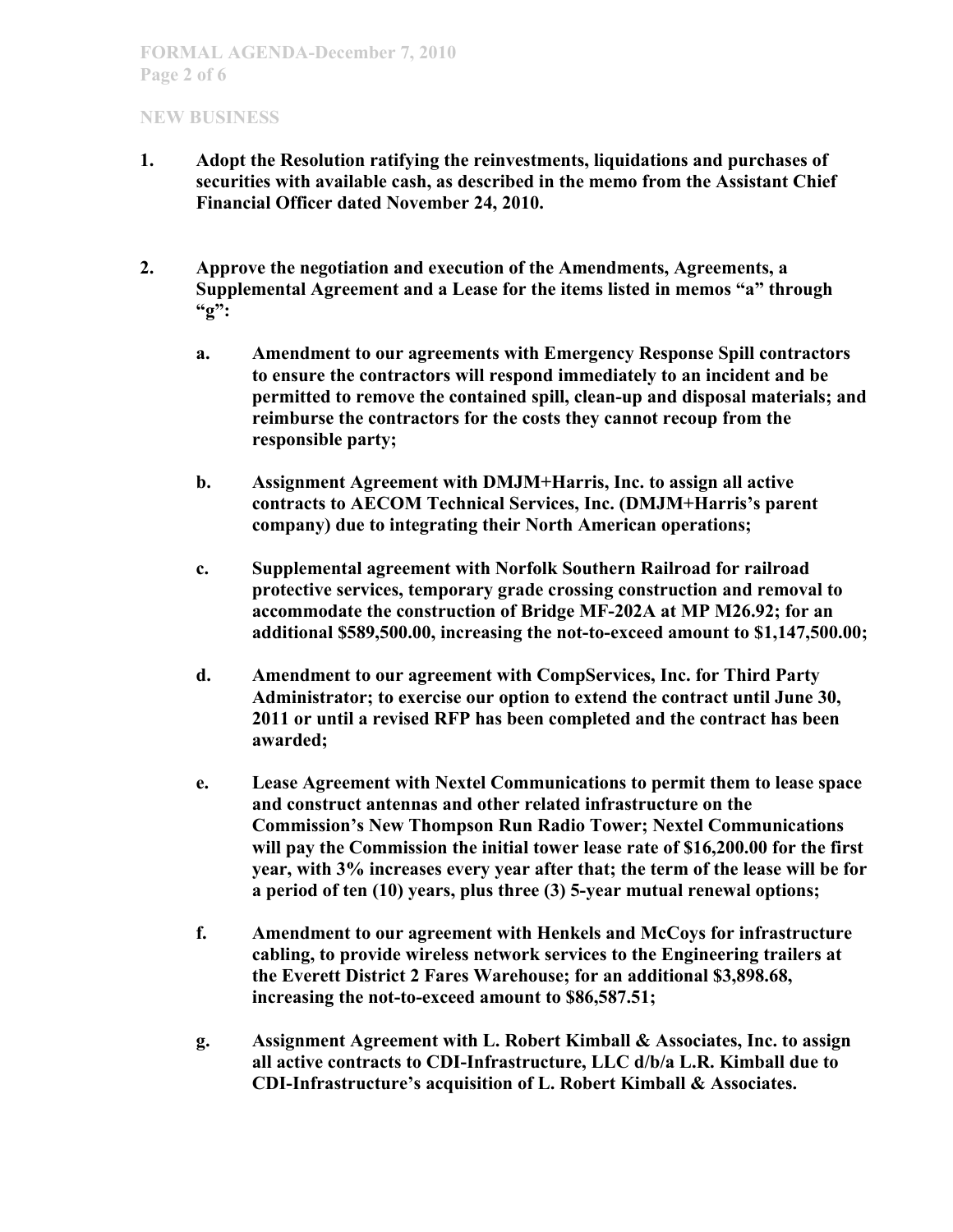## NEW BUSINESS

1. **Adopt the Resolution ratifying the reinvestments, liquidations and purchases of securities with available cash, as described in the memo from the Assistant Chief Financial Officer dated November 24, 2010.**

2. **Approve the negotiation and execution of the Amendments, Agreements, a Supplemental Agreement and a Lease for the items listed in memos "a" through "g":**

   a. **Amendment to our agreements with Emergency Response Spill contractors to ensure the contractors will respond immediately to an incident and be permitted to remove the contained spill, clean-up and disposal materials; and reimburse the contractors for the costs they cannot recoup from the responsible party;**

   b. **Assignment Agreement with DMJM+Harris, Inc. to assign all active contracts to AECOM Technical Services, Inc. (DMJM+Harris's parent company) due to integrating their North American operations;**

   c. **Supplemental agreement with Norfolk Southern Railroad for railroad protective services, temporary grade crossing construction and removal to accommodate the construction of Bridge MF-202A at MP M26.92; for an additional $589,500.00, increasing the not-to-exceed amount to $1,147,500.00;**

   d. **Amendment to our agreement with CompServices, Inc. for Third Party Administrator; to exercise our option to extend the contract until June 30, 2011 or until a revised RFP has been completed and the contract has been awarded;**

   e. **Lease Agreement with Nextel Communications to permit them to lease space and construct antennas and other related infrastructure on the Commission's New Thompson Run Radio Tower; Nextel Communications will pay the Commission the initial tower lease rate of $16,200.00 for the first year, with 3% increases every year after that; the term of the lease will be for a period of ten (10) years, plus three (3) 5-year mutual renewal options;**

   f. **Amendment to our agreement with Henkels and McCoys for infrastructure cabling, to provide wireless network services to the Engineering trailers at the Everett District 2 Fares Warehouse; for an additional $3,898.68, increasing the not-to-exceed amount to $86,587.51;**

   g. **Assignment Agreement with L. Robert Kimball & Associates, Inc. to assign all active contracts to CDI-Infrastructure, LLC d/b/a L.R. Kimball due to CDI-Infrastructure's acquisition of L. Robert Kimball & Associates.**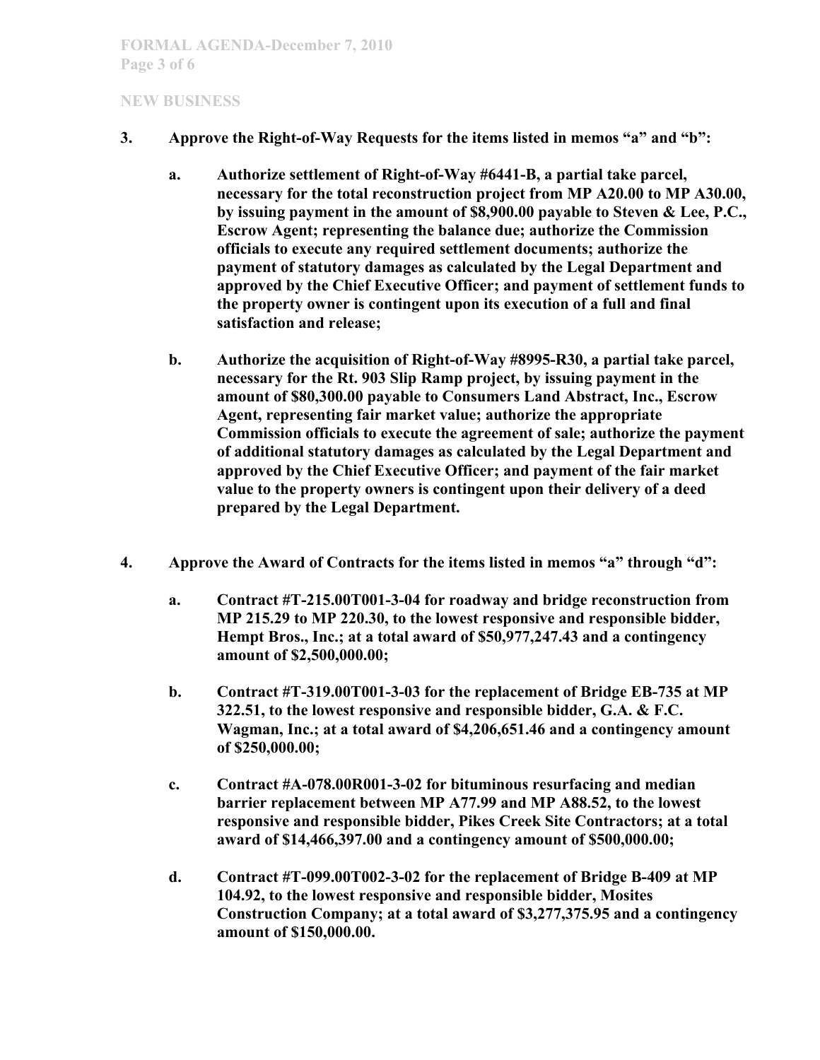## NEW BUSINESS

3. **Approve the Right-of-Way Requests for the items listed in memos "a" and "b":**

   a. **Authorize settlement of Right-of-Way #6441-B, a partial take parcel, necessary for the total reconstruction project from MP A20.00 to MP A30.00, by issuing payment in the amount of $8,900.00 payable to Steven & Lee, P.C., Escrow Agent; representing the balance due; authorize the Commission officials to execute any required settlement documents; authorize the payment of statutory damages as calculated by the Legal Department and approved by the Chief Executive Officer; and payment of settlement funds to the property owner is contingent upon its execution of a full and final satisfaction and release;**

   b. **Authorize the acquisition of Right-of-Way #8995-R30, a partial take parcel, necessary for the Rt. 903 Slip Ramp project, by issuing payment in the amount of $80,300.00 payable to Consumers Land Abstract, Inc., Escrow Agent, representing fair market value; authorize the appropriate Commission officials to execute the agreement of sale; authorize the payment of additional statutory damages as calculated by the Legal Department and approved by the Chief Executive Officer; and payment of the fair market value to the property owners is contingent upon their delivery of a deed prepared by the Legal Department.**

4. **Approve the Award of Contracts for the items listed in memos "a" through "d":**

   a. **Contract #T-215.00T001-3-04 for roadway and bridge reconstruction from MP 215.29 to MP 220.30, to the lowest responsive and responsible bidder, Hempt Bros., Inc.; at a total award of $50,977,247.43 and a contingency amount of $2,500,000.00;**

   b. **Contract #T-319.00T001-3-03 for the replacement of Bridge EB-735 at MP 322.51, to the lowest responsive and responsible bidder, G.A. & F.C. Wagman, Inc.; at a total award of $4,206,651.46 and a contingency amount of $250,000.00;**

   c. **Contract #A-078.00R001-3-02 for bituminous resurfacing and median barrier replacement between MP A77.99 and MP A88.52, to the lowest responsive and responsible bidder, Pikes Creek Site Contractors; at a total award of $14,466,397.00 and a contingency amount of $500,000.00;**

   d. **Contract #T-099.00T002-3-02 for the replacement of Bridge B-409 at MP 104.92, to the lowest responsive and responsible bidder, Mosites Construction Company; at a total award of $3,277,375.95 and a contingency amount of $150,000.00.**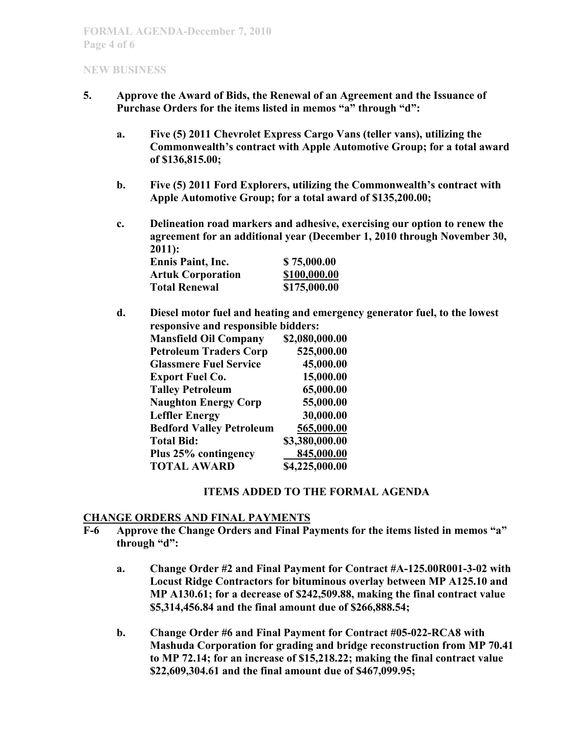**NEW BUSINESS**

5. **Approve the Award of Bids, the Renewal of an Agreement and the Issuance of Purchase Orders for the items listed in memos "a" through "d":**

   a. **Five (5) 2011 Chevrolet Express Cargo Vans (teller vans), utilizing the Commonwealth's contract with Apple Automotive Group; for a total award of $136,815.00;**

   b. **Five (5) 2011 Ford Explorers, utilizing the Commonwealth's contract with Apple Automotive Group; for a total award of $135,200.00;**

   c. **Delineation road markers and adhesive, exercising our option to renew the agreement for an additional year (December 1, 2010 through November 30, 2011):**

   | | |
   |---|---|
   | **Ennis Paint, Inc.** | **$ 75,000.00** |
   | **Artuk Corporation** | **$100,000.00** |
   | **Total Renewal** | **$175,000.00** |

   d. **Diesel motor fuel and heating and emergency generator fuel, to the lowest responsive and responsible bidders:**

   | | |
   |---|---|
   | **Mansfield Oil Company** | **$2,080,000.00** |
   | **Petroleum Traders Corp** | **525,000.00** |
   | **Glassmere Fuel Service** | **45,000.00** |
   | **Export Fuel Co.** | **15,000.00** |
   | **Talley Petroleum** | **65,000.00** |
   | **Naughton Energy Corp** | **55,000.00** |
   | **Leffler Energy** | **30,000.00** |
   | **Bedford Valley Petroleum** | **565,000.00** |
   | **Total Bid:** | **$3,380,000.00** |
   | **Plus 25% contingency** | **845,000.00** |
   | **TOTAL AWARD** | **$4,225,000.00** |

## ITEMS ADDED TO THE FORMAL AGENDA

**CHANGE ORDERS AND FINAL PAYMENTS**

**F-6 Approve the Change Orders and Final Payments for the items listed in memos "a" through "d":**

   a. **Change Order #2 and Final Payment for Contract #A-125.00R001-3-02 with Locust Ridge Contractors for bituminous overlay between MP A125.10 and MP A130.61; for a decrease of $242,509.88, making the final contract value $5,314,456.84 and the final amount due of $266,888.54;**

   b. **Change Order #6 and Final Payment for Contract #05-022-RCA8 with Mashuda Corporation for grading and bridge reconstruction from MP 70.41 to MP 72.14; for an increase of $15,218.22; making the final contract value $22,609,304.61 and the final amount due of $467,099.95;**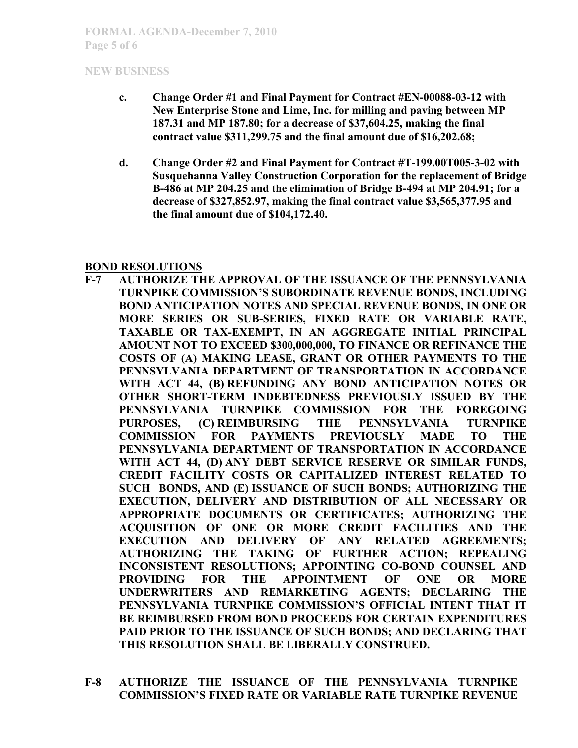**NEW BUSINESS**

c. **Change Order #1 and Final Payment for Contract #EN-00088-03-12 with New Enterprise Stone and Lime, Inc. for milling and paving between MP 187.31 and MP 187.80; for a decrease of $37,604.25, making the final contract value $311,299.75 and the final amount due of $16,202.68;**

d. **Change Order #2 and Final Payment for Contract #T-199.00T005-3-02 with Susquehanna Valley Construction Corporation for the replacement of Bridge B-486 at MP 204.25 and the elimination of Bridge B-494 at MP 204.91; for a decrease of $327,852.97, making the final contract value $3,565,377.95 and the final amount due of $104,172.40.**

## BOND RESOLUTIONS

**F-7 AUTHORIZE THE APPROVAL OF THE ISSUANCE OF THE PENNSYLVANIA TURNPIKE COMMISSION'S SUBORDINATE REVENUE BONDS, INCLUDING BOND ANTICIPATION NOTES AND SPECIAL REVENUE BONDS, IN ONE OR MORE SERIES OR SUB-SERIES, FIXED RATE OR VARIABLE RATE, TAXABLE OR TAX-EXEMPT, IN AN AGGREGATE INITIAL PRINCIPAL AMOUNT NOT TO EXCEED $300,000,000, TO FINANCE OR REFINANCE THE COSTS OF (A) MAKING LEASE, GRANT OR OTHER PAYMENTS TO THE PENNSYLVANIA DEPARTMENT OF TRANSPORTATION IN ACCORDANCE WITH ACT 44, (B) REFUNDING ANY BOND ANTICIPATION NOTES OR OTHER SHORT-TERM INDEBTEDNESS PREVIOUSLY ISSUED BY THE PENNSYLVANIA TURNPIKE COMMISSION FOR THE FOREGOING PURPOSES, (C) REIMBURSING THE PENNSYLVANIA TURNPIKE COMMISSION FOR PAYMENTS PREVIOUSLY MADE TO THE PENNSYLVANIA DEPARTMENT OF TRANSPORTATION IN ACCORDANCE WITH ACT 44, (D) ANY DEBT SERVICE RESERVE OR SIMILAR FUNDS, CREDIT FACILITY COSTS OR CAPITALIZED INTEREST RELATED TO SUCH BONDS, AND (E) ISSUANCE OF SUCH BONDS; AUTHORIZING THE EXECUTION, DELIVERY AND DISTRIBUTION OF ALL NECESSARY OR APPROPRIATE DOCUMENTS OR CERTIFICATES; AUTHORIZING THE ACQUISITION OF ONE OR MORE CREDIT FACILITIES AND THE EXECUTION AND DELIVERY OF ANY RELATED AGREEMENTS; AUTHORIZING THE TAKING OF FURTHER ACTION; REPEALING INCONSISTENT RESOLUTIONS; APPOINTING CO-BOND COUNSEL AND PROVIDING FOR THE APPOINTMENT OF ONE OR MORE UNDERWRITERS AND REMARKETING AGENTS; DECLARING THE PENNSYLVANIA TURNPIKE COMMISSION'S OFFICIAL INTENT THAT IT BE REIMBURSED FROM BOND PROCEEDS FOR CERTAIN EXPENDITURES PAID PRIOR TO THE ISSUANCE OF SUCH BONDS; AND DECLARING THAT THIS RESOLUTION SHALL BE LIBERALLY CONSTRUED.**

**F-8 AUTHORIZE THE ISSUANCE OF THE PENNSYLVANIA TURNPIKE COMMISSION'S FIXED RATE OR VARIABLE RATE TURNPIKE REVENUE**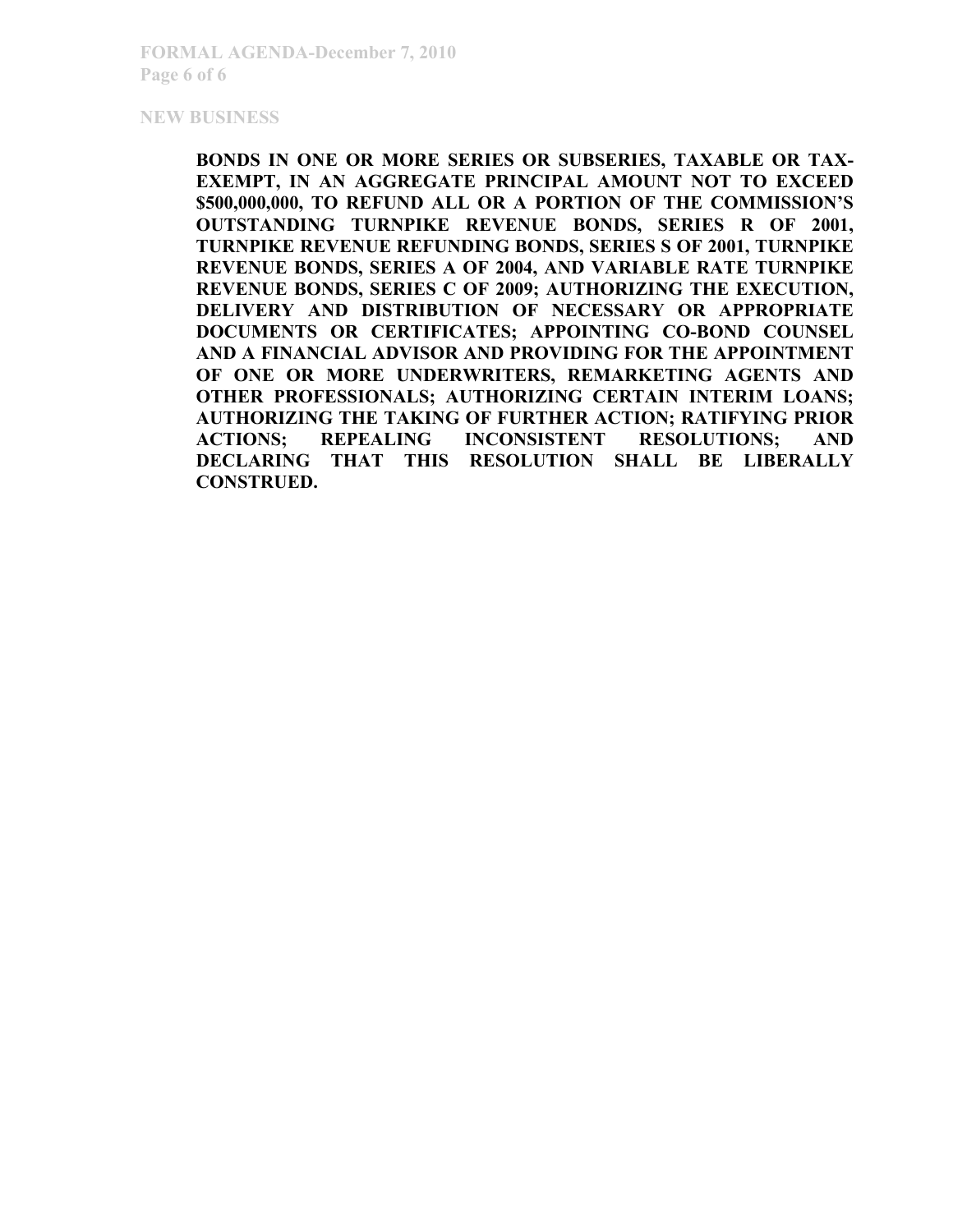**NEW BUSINESS**

**BONDS IN ONE OR MORE SERIES OR SUBSERIES, TAXABLE OR TAX-EXEMPT, IN AN AGGREGATE PRINCIPAL AMOUNT NOT TO EXCEED $500,000,000, TO REFUND ALL OR A PORTION OF THE COMMISSION'S OUTSTANDING TURNPIKE REVENUE BONDS, SERIES R OF 2001, TURNPIKE REVENUE REFUNDING BONDS, SERIES S OF 2001, TURNPIKE REVENUE BONDS, SERIES A OF 2004, AND VARIABLE RATE TURNPIKE REVENUE BONDS, SERIES C OF 2009; AUTHORIZING THE EXECUTION, DELIVERY AND DISTRIBUTION OF NECESSARY OR APPROPRIATE DOCUMENTS OR CERTIFICATES; APPOINTING CO-BOND COUNSEL AND A FINANCIAL ADVISOR AND PROVIDING FOR THE APPOINTMENT OF ONE OR MORE UNDERWRITERS, REMARKETING AGENTS AND OTHER PROFESSIONALS; AUTHORIZING CERTAIN INTERIM LOANS; AUTHORIZING THE TAKING OF FURTHER ACTION; RATIFYING PRIOR ACTIONS; REPEALING INCONSISTENT RESOLUTIONS; AND DECLARING THAT THIS RESOLUTION SHALL BE LIBERALLY CONSTRUED.**